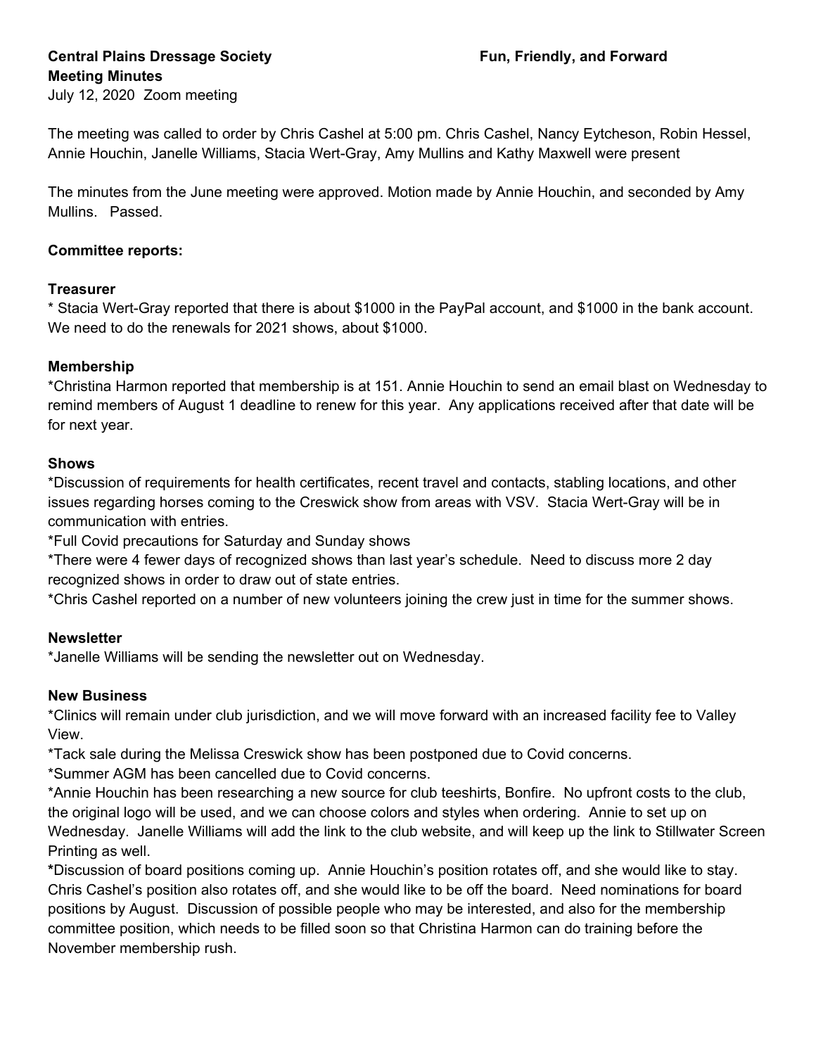**Central Plains Dressage Society** **Fun, Friendly, and Forward**

**Meeting Minutes**

July 12, 2020 Zoom meeting

The meeting was called to order by Chris Cashel at 5:00 pm. Chris Cashel, Nancy Eytcheson, Robin Hessel, Annie Houchin, Janelle Williams, Stacia Wert-Gray, Amy Mullins and Kathy Maxwell were present

The minutes from the June meeting were approved. Motion made by Annie Houchin, and seconded by Amy Mullins. Passed.

**Committee reports:**

**Treasurer**

* Stacia Wert-Gray reported that there is about $1000 in the PayPal account, and $1000 in the bank account. We need to do the renewals for 2021 shows, about $1000.

**Membership**

*Christina Harmon reported that membership is at 151. Annie Houchin to send an email blast on Wednesday to remind members of August 1 deadline to renew for this year. Any applications received after that date will be for next year.

**Shows**

*Discussion of requirements for health certificates, recent travel and contacts, stabling locations, and other issues regarding horses coming to the Creswick show from areas with VSV. Stacia Wert-Gray will be in communication with entries.

*Full Covid precautions for Saturday and Sunday shows

*There were 4 fewer days of recognized shows than last year's schedule. Need to discuss more 2 day recognized shows in order to draw out of state entries.

*Chris Cashel reported on a number of new volunteers joining the crew just in time for the summer shows.

**Newsletter**

*Janelle Williams will be sending the newsletter out on Wednesday.

**New Business**

*Clinics will remain under club jurisdiction, and we will move forward with an increased facility fee to Valley View.

*Tack sale during the Melissa Creswick show has been postponed due to Covid concerns.

*Summer AGM has been cancelled due to Covid concerns.

*Annie Houchin has been researching a new source for club teeshirts, Bonfire. No upfront costs to the club, the original logo will be used, and we can choose colors and styles when ordering. Annie to set up on Wednesday. Janelle Williams will add the link to the club website, and will keep up the link to Stillwater Screen Printing as well.

*Discussion of board positions coming up. Annie Houchin's position rotates off, and she would like to stay. Chris Cashel's position also rotates off, and she would like to be off the board. Need nominations for board positions by August. Discussion of possible people who may be interested, and also for the membership committee position, which needs to be filled soon so that Christina Harmon can do training before the November membership rush.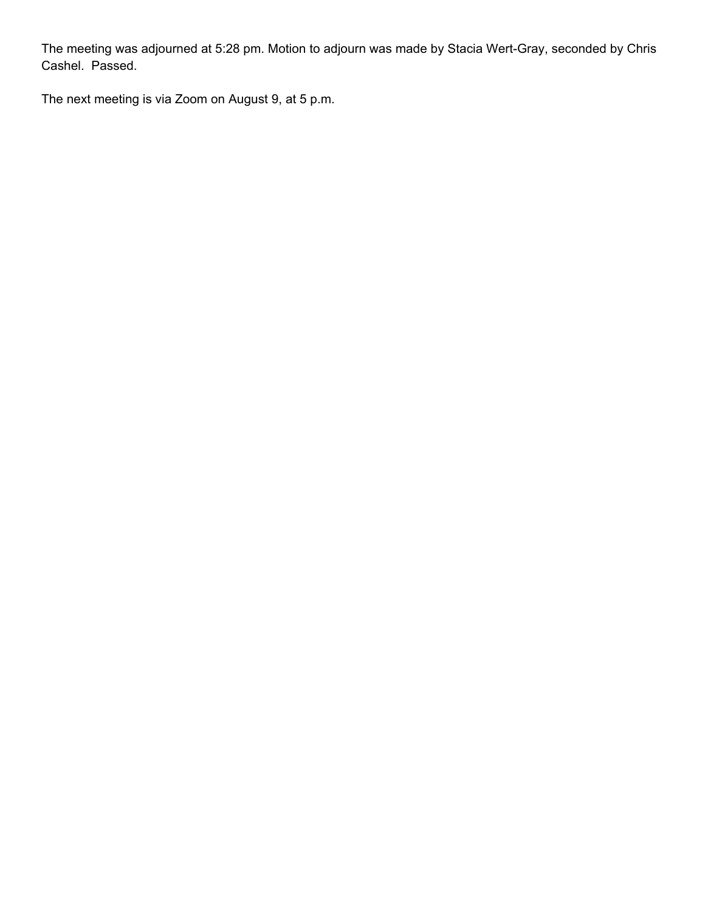The meeting was adjourned at 5:28 pm. Motion to adjourn was made by Stacia Wert-Gray, seconded by Chris Cashel. Passed.

The next meeting is via Zoom on August 9, at 5 p.m.